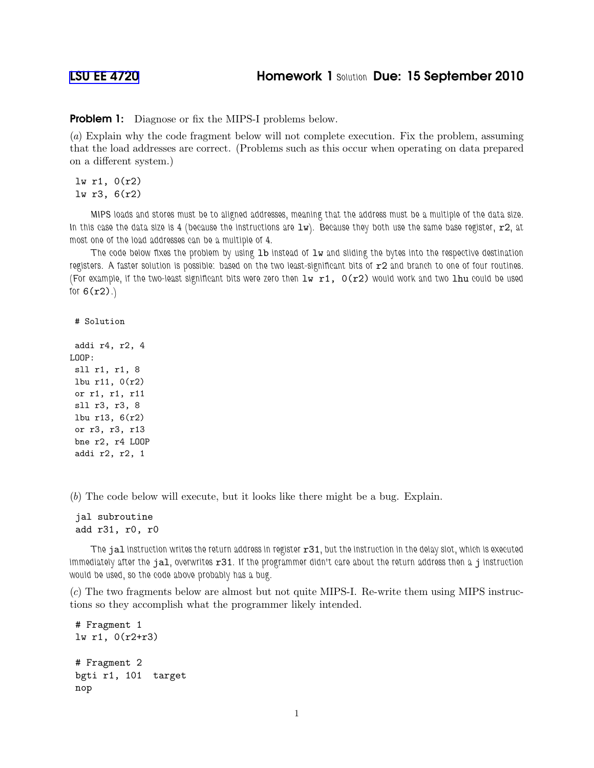LSU EE 4720 **Homework 1** Solution **Due: 15 September 2010**

**Problem 1:** Diagnose or fix the MIPS-I problems below.

(*a*) Explain why the code fragment below will not complete execution. Fix the problem, assuming that the load addresses are correct. (Problems such as this occur when operating on data prepared on a different system.)

```
lw r1, 0(r2)
lw r3, 6(r2)
```

MIPS loads and stores must be to aligned addresses, meaning that the address must be a multiple of the data size. In this case the data size is 4 (because the instructions are `lw`). Because they both use the same base register, `r2`, at most one of the load addresses can be a multiple of 4.

The code below fixes the problem by using `lb` instead of `lw` and sliding the bytes into the respective destination registers. A faster solution is possible: based on the two least-significant bits of `r2` and branch to one of four routines. (For example, if the two-least significant bits were zero then `lw r1, 0(r2)` would work and two `lhu` could be used for `6(r2)`.)

```
# Solution

 addi r4, r2, 4
LOOP:
 sll r1, r1, 8
 lbu r11, 0(r2)
 or r1, r1, r11
 sll r3, r3, 8
 lbu r13, 6(r2)
 or r3, r3, r13
 bne r2, r4 LOOP
 addi r2, r2, 1
```

(*b*) The code below will execute, but it looks like there might be a bug. Explain.

```
jal subroutine
add r31, r0, r0
```

The `jal` instruction writes the return address in register `r31`, but the instruction in the delay slot, which is executed immediately after the `jal`, overwrites `r31`. If the programmer didn't care about the return address then a `j` instruction would be used, so the code above probably has a bug.

(*c*) The two fragments below are almost but not quite MIPS-I. Re-write them using MIPS instructions so they accomplish what the programmer likely intended.

```
# Fragment 1
lw r1, 0(r2+r3)

# Fragment 2
bgti r1, 101  target
nop
```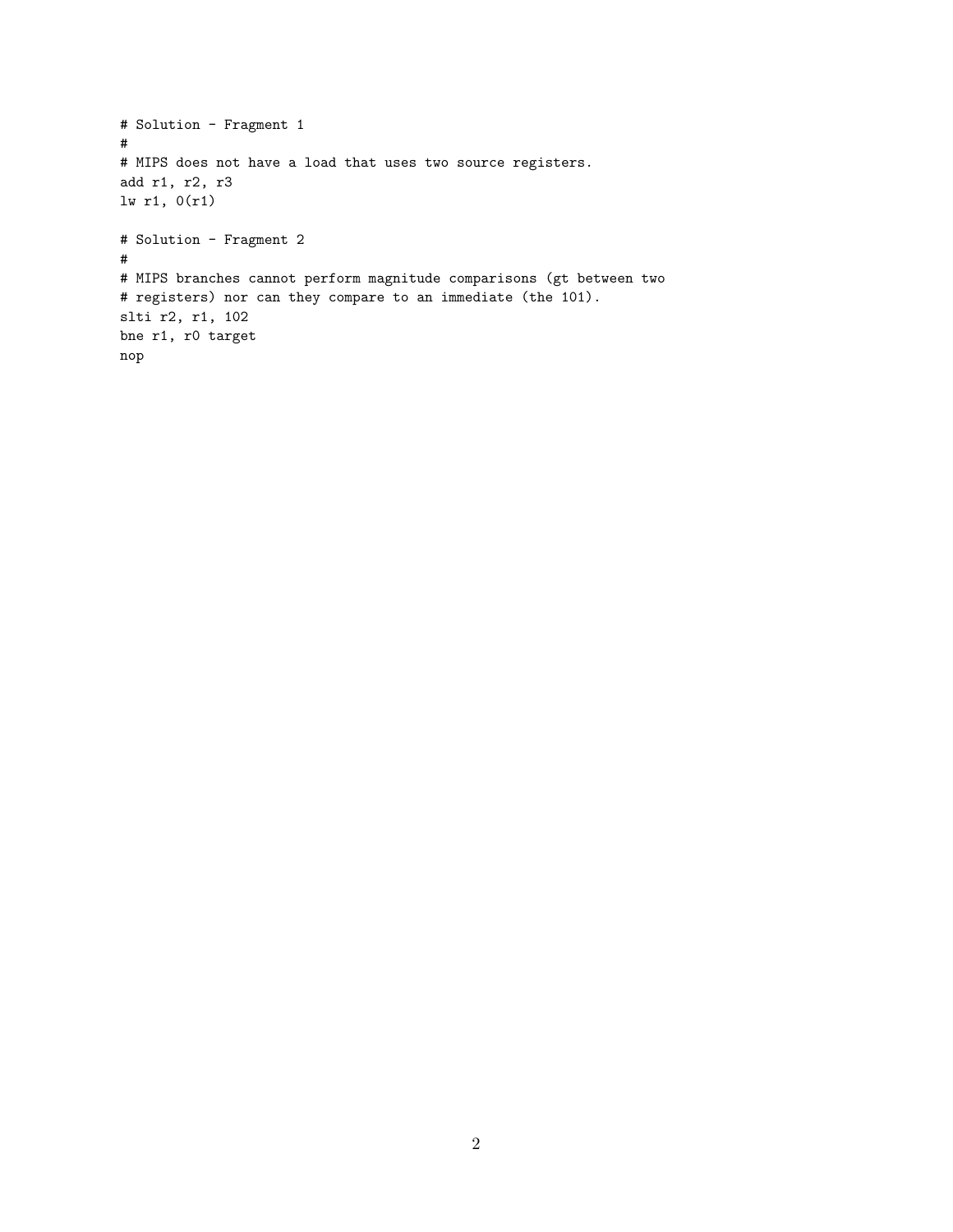```
# Solution - Fragment 1
#
# MIPS does not have a load that uses two source registers.
add r1, r2, r3
lw r1, 0(r1)

# Solution - Fragment 2
#
# MIPS branches cannot perform magnitude comparisons (gt between two
# registers) nor can they compare to an immediate (the 101).
slti r2, r1, 102
bne r1, r0 target
nop
```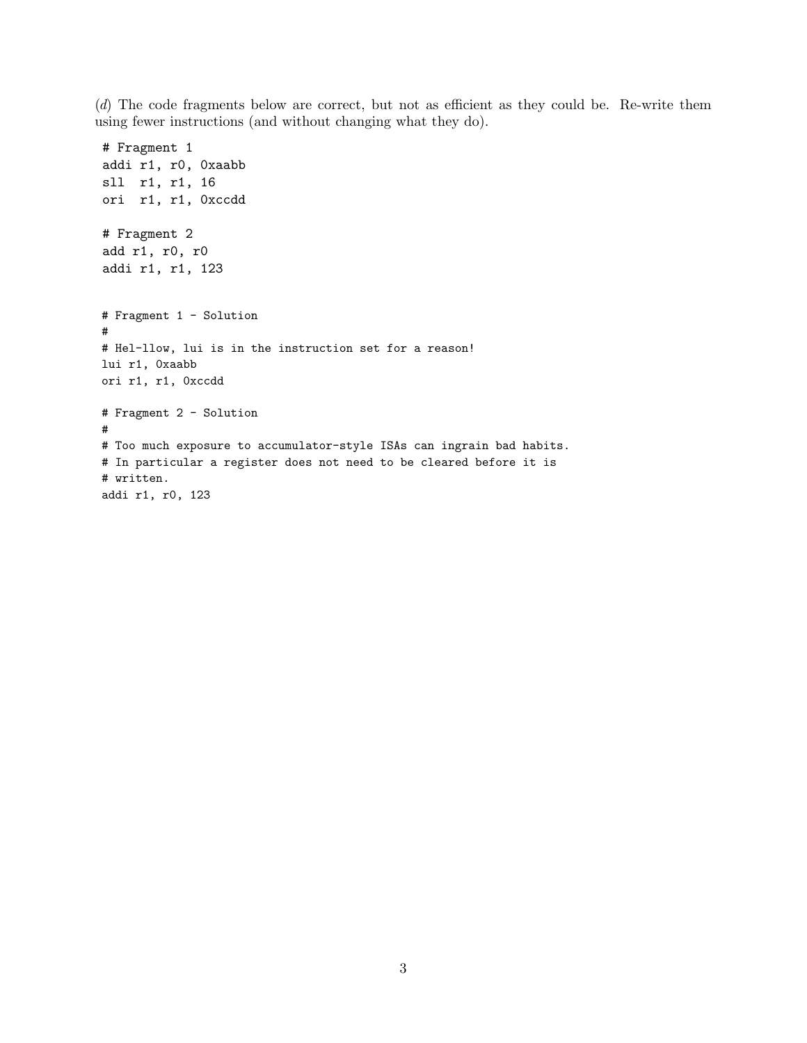(*d*) The code fragments below are correct, but not as efficient as they could be. Re-write them using fewer instructions (and without changing what they do).

```
# Fragment 1
addi r1, r0, 0xaabb
sll  r1, r1, 16
ori  r1, r1, 0xccdd

# Fragment 2
add r1, r0, r0
addi r1, r1, 123
```

```
# Fragment 1 - Solution
#
# Hel-llow, lui is in the instruction set for a reason!
lui r1, 0xaabb
ori r1, r1, 0xccdd

# Fragment 2 - Solution
#
# Too much exposure to accumulator-style ISAs can ingrain bad habits.
# In particular a register does not need to be cleared before it is
# written.
addi r1, r0, 123
```